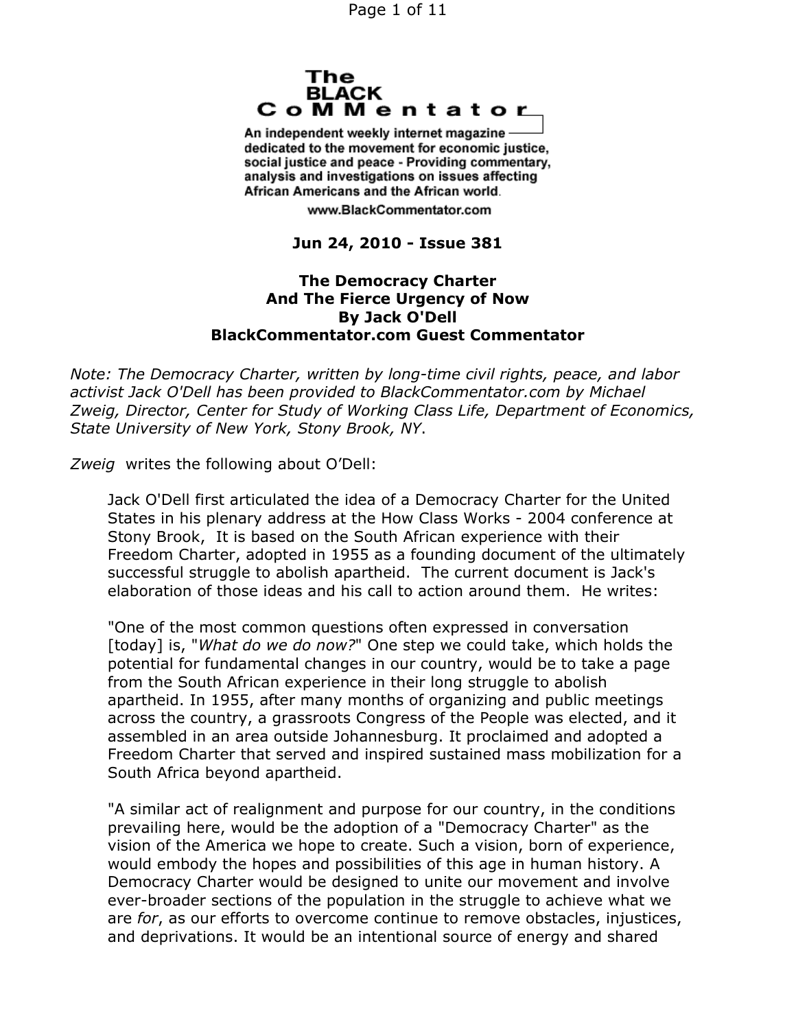# The BLACK CoMMentator

An independent weekly internet magazine dedicated to the movement for economic justice, social justice and peace - Providing commentary, analysis and investigations on issues affecting African Americans and the African world.

www.BlackCommentator.com

**Jun 24, 2010 - Issue 381**

## The Democracy Charter And The Fierce Urgency of Now

**By Jack O'Dell**
**BlackCommentator.com Guest Commentator**

*Note: The Democracy Charter, written by long-time civil rights, peace, and labor activist Jack O'Dell has been provided to BlackCommentator.com by Michael Zweig, Director, Center for Study of Working Class Life, Department of Economics, State University of New York, Stony Brook, NY*.

*Zweig* writes the following about O'Dell:

> Jack O'Dell first articulated the idea of a Democracy Charter for the United States in his plenary address at the How Class Works - 2004 conference at Stony Brook, It is based on the South African experience with their Freedom Charter, adopted in 1955 as a founding document of the ultimately successful struggle to abolish apartheid. The current document is Jack's elaboration of those ideas and his call to action around them. He writes:
>
> "One of the most common questions often expressed in conversation [today] is, "*What do we do now?*" One step we could take, which holds the potential for fundamental changes in our country, would be to take a page from the South African experience in their long struggle to abolish apartheid. In 1955, after many months of organizing and public meetings across the country, a grassroots Congress of the People was elected, and it assembled in an area outside Johannesburg. It proclaimed and adopted a Freedom Charter that served and inspired sustained mass mobilization for a South Africa beyond apartheid.
>
> "A similar act of realignment and purpose for our country, in the conditions prevailing here, would be the adoption of a "Democracy Charter" as the vision of the America we hope to create. Such a vision, born of experience, would embody the hopes and possibilities of this age in human history. A Democracy Charter would be designed to unite our movement and involve ever-broader sections of the population in the struggle to achieve what we are *for*, as our efforts to overcome continue to remove obstacles, injustices, and deprivations. It would be an intentional source of energy and shared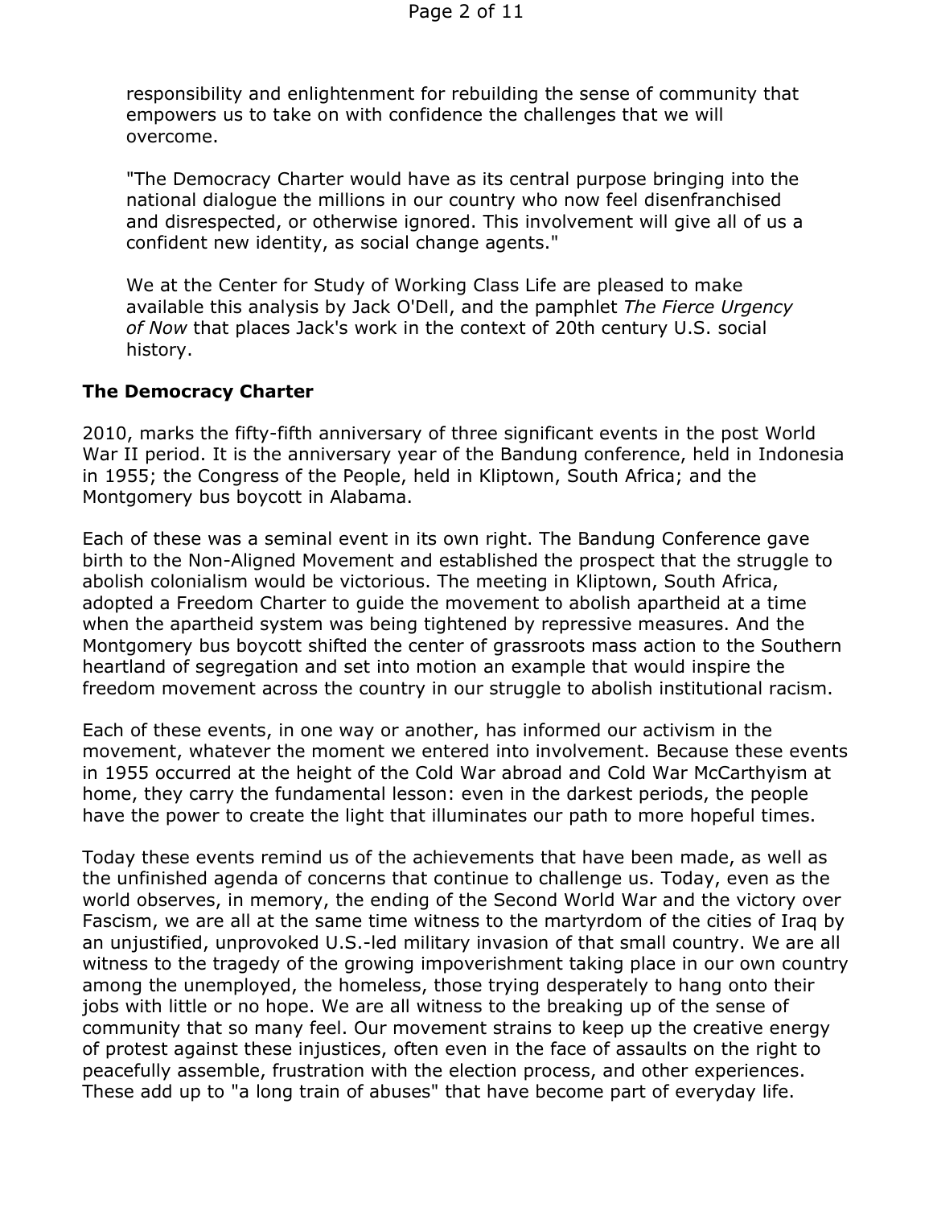responsibility and enlightenment for rebuilding the sense of community that empowers us to take on with confidence the challenges that we will overcome.

"The Democracy Charter would have as its central purpose bringing into the national dialogue the millions in our country who now feel disenfranchised and disrespected, or otherwise ignored. This involvement will give all of us a confident new identity, as social change agents."

We at the Center for Study of Working Class Life are pleased to make available this analysis by Jack O'Dell, and the pamphlet *The Fierce Urgency of Now* that places Jack's work in the context of 20th century U.S. social history.

**The Democracy Charter**

2010, marks the fifty-fifth anniversary of three significant events in the post World War II period. It is the anniversary year of the Bandung conference, held in Indonesia in 1955; the Congress of the People, held in Kliptown, South Africa; and the Montgomery bus boycott in Alabama.

Each of these was a seminal event in its own right. The Bandung Conference gave birth to the Non-Aligned Movement and established the prospect that the struggle to abolish colonialism would be victorious. The meeting in Kliptown, South Africa, adopted a Freedom Charter to guide the movement to abolish apartheid at a time when the apartheid system was being tightened by repressive measures. And the Montgomery bus boycott shifted the center of grassroots mass action to the Southern heartland of segregation and set into motion an example that would inspire the freedom movement across the country in our struggle to abolish institutional racism.

Each of these events, in one way or another, has informed our activism in the movement, whatever the moment we entered into involvement. Because these events in 1955 occurred at the height of the Cold War abroad and Cold War McCarthyism at home, they carry the fundamental lesson: even in the darkest periods, the people have the power to create the light that illuminates our path to more hopeful times.

Today these events remind us of the achievements that have been made, as well as the unfinished agenda of concerns that continue to challenge us. Today, even as the world observes, in memory, the ending of the Second World War and the victory over Fascism, we are all at the same time witness to the martyrdom of the cities of Iraq by an unjustified, unprovoked U.S.-led military invasion of that small country. We are all witness to the tragedy of the growing impoverishment taking place in our own country among the unemployed, the homeless, those trying desperately to hang onto their jobs with little or no hope. We are all witness to the breaking up of the sense of community that so many feel. Our movement strains to keep up the creative energy of protest against these injustices, often even in the face of assaults on the right to peacefully assemble, frustration with the election process, and other experiences. These add up to "a long train of abuses" that have become part of everyday life.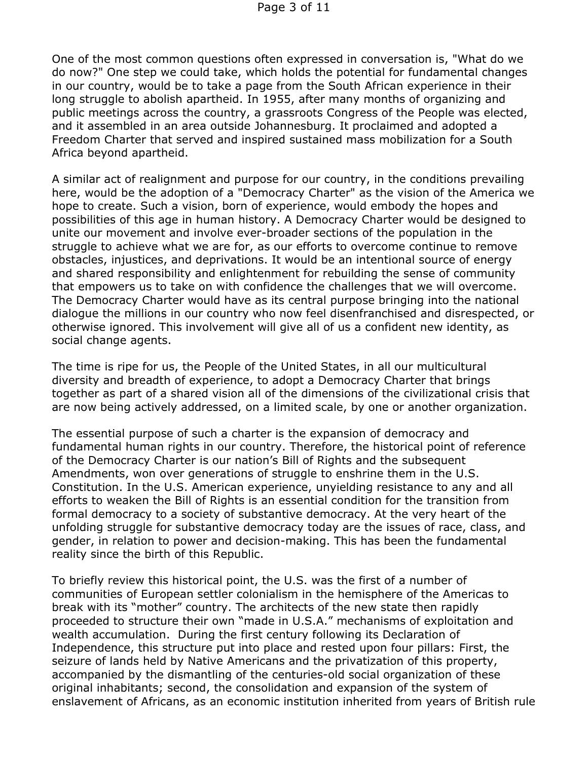One of the most common questions often expressed in conversation is, "What do we do now?" One step we could take, which holds the potential for fundamental changes in our country, would be to take a page from the South African experience in their long struggle to abolish apartheid. In 1955, after many months of organizing and public meetings across the country, a grassroots Congress of the People was elected, and it assembled in an area outside Johannesburg. It proclaimed and adopted a Freedom Charter that served and inspired sustained mass mobilization for a South Africa beyond apartheid.

A similar act of realignment and purpose for our country, in the conditions prevailing here, would be the adoption of a "Democracy Charter" as the vision of the America we hope to create. Such a vision, born of experience, would embody the hopes and possibilities of this age in human history. A Democracy Charter would be designed to unite our movement and involve ever-broader sections of the population in the struggle to achieve what we are for, as our efforts to overcome continue to remove obstacles, injustices, and deprivations. It would be an intentional source of energy and shared responsibility and enlightenment for rebuilding the sense of community that empowers us to take on with confidence the challenges that we will overcome. The Democracy Charter would have as its central purpose bringing into the national dialogue the millions in our country who now feel disenfranchised and disrespected, or otherwise ignored. This involvement will give all of us a confident new identity, as social change agents.

The time is ripe for us, the People of the United States, in all our multicultural diversity and breadth of experience, to adopt a Democracy Charter that brings together as part of a shared vision all of the dimensions of the civilizational crisis that are now being actively addressed, on a limited scale, by one or another organization.

The essential purpose of such a charter is the expansion of democracy and fundamental human rights in our country. Therefore, the historical point of reference of the Democracy Charter is our nation's Bill of Rights and the subsequent Amendments, won over generations of struggle to enshrine them in the U.S. Constitution. In the U.S. American experience, unyielding resistance to any and all efforts to weaken the Bill of Rights is an essential condition for the transition from formal democracy to a society of substantive democracy. At the very heart of the unfolding struggle for substantive democracy today are the issues of race, class, and gender, in relation to power and decision-making. This has been the fundamental reality since the birth of this Republic.

To briefly review this historical point, the U.S. was the first of a number of communities of European settler colonialism in the hemisphere of the Americas to break with its "mother" country. The architects of the new state then rapidly proceeded to structure their own "made in U.S.A." mechanisms of exploitation and wealth accumulation. During the first century following its Declaration of Independence, this structure put into place and rested upon four pillars: First, the seizure of lands held by Native Americans and the privatization of this property, accompanied by the dismantling of the centuries-old social organization of these original inhabitants; second, the consolidation and expansion of the system of enslavement of Africans, as an economic institution inherited from years of British rule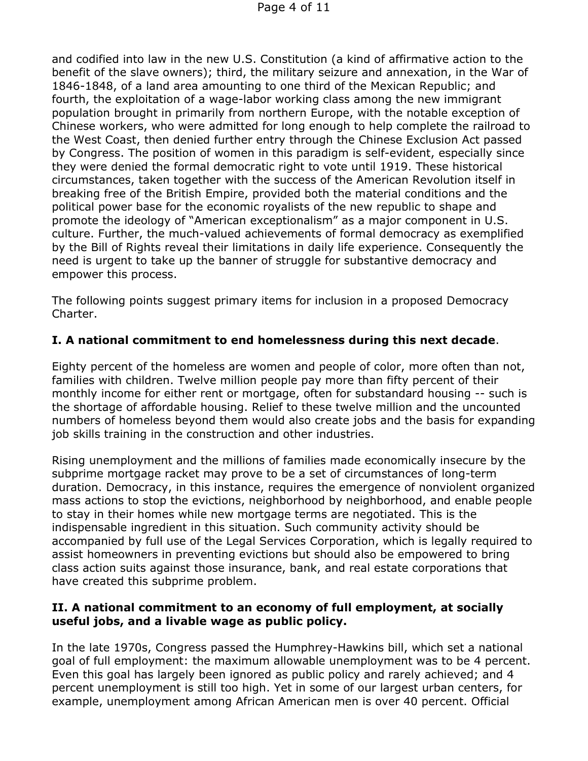and codified into law in the new U.S. Constitution (a kind of affirmative action to the benefit of the slave owners); third, the military seizure and annexation, in the War of 1846-1848, of a land area amounting to one third of the Mexican Republic; and fourth, the exploitation of a wage-labor working class among the new immigrant population brought in primarily from northern Europe, with the notable exception of Chinese workers, who were admitted for long enough to help complete the railroad to the West Coast, then denied further entry through the Chinese Exclusion Act passed by Congress. The position of women in this paradigm is self-evident, especially since they were denied the formal democratic right to vote until 1919. These historical circumstances, taken together with the success of the American Revolution itself in breaking free of the British Empire, provided both the material conditions and the political power base for the economic royalists of the new republic to shape and promote the ideology of "American exceptionalism" as a major component in U.S. culture. Further, the much-valued achievements of formal democracy as exemplified by the Bill of Rights reveal their limitations in daily life experience. Consequently the need is urgent to take up the banner of struggle for substantive democracy and empower this process.

The following points suggest primary items for inclusion in a proposed Democracy Charter.

### I. A national commitment to end homelessness during this next decade.

Eighty percent of the homeless are women and people of color, more often than not, families with children. Twelve million people pay more than fifty percent of their monthly income for either rent or mortgage, often for substandard housing -- such is the shortage of affordable housing. Relief to these twelve million and the uncounted numbers of homeless beyond them would also create jobs and the basis for expanding job skills training in the construction and other industries.

Rising unemployment and the millions of families made economically insecure by the subprime mortgage racket may prove to be a set of circumstances of long-term duration. Democracy, in this instance, requires the emergence of nonviolent organized mass actions to stop the evictions, neighborhood by neighborhood, and enable people to stay in their homes while new mortgage terms are negotiated. This is the indispensable ingredient in this situation. Such community activity should be accompanied by full use of the Legal Services Corporation, which is legally required to assist homeowners in preventing evictions but should also be empowered to bring class action suits against those insurance, bank, and real estate corporations that have created this subprime problem.

### II. A national commitment to an economy of full employment, at socially useful jobs, and a livable wage as public policy.

In the late 1970s, Congress passed the Humphrey-Hawkins bill, which set a national goal of full employment: the maximum allowable unemployment was to be 4 percent. Even this goal has largely been ignored as public policy and rarely achieved; and 4 percent unemployment is still too high. Yet in some of our largest urban centers, for example, unemployment among African American men is over 40 percent. Official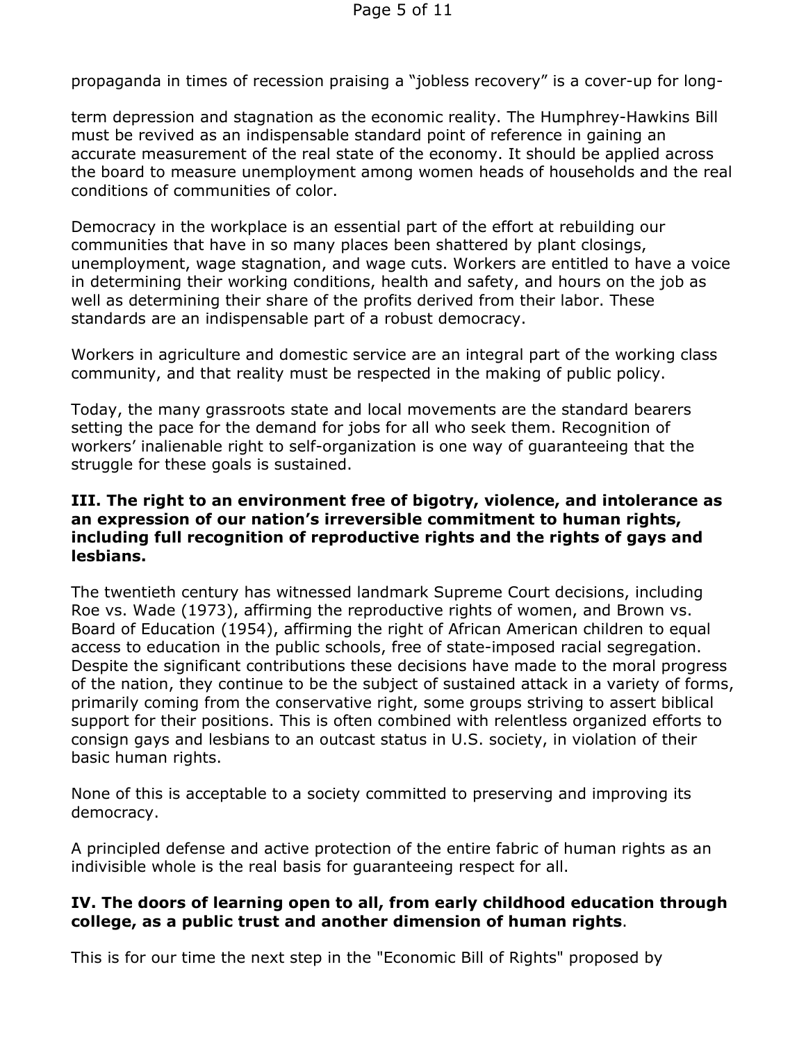propaganda in times of recession praising a "jobless recovery" is a cover-up for long-

term depression and stagnation as the economic reality. The Humphrey-Hawkins Bill must be revived as an indispensable standard point of reference in gaining an accurate measurement of the real state of the economy. It should be applied across the board to measure unemployment among women heads of households and the real conditions of communities of color.

Democracy in the workplace is an essential part of the effort at rebuilding our communities that have in so many places been shattered by plant closings, unemployment, wage stagnation, and wage cuts. Workers are entitled to have a voice in determining their working conditions, health and safety, and hours on the job as well as determining their share of the profits derived from their labor. These standards are an indispensable part of a robust democracy.

Workers in agriculture and domestic service are an integral part of the working class community, and that reality must be respected in the making of public policy.

Today, the many grassroots state and local movements are the standard bearers setting the pace for the demand for jobs for all who seek them. Recognition of workers' inalienable right to self-organization is one way of guaranteeing that the struggle for these goals is sustained.

**III. The right to an environment free of bigotry, violence, and intolerance as an expression of our nation's irreversible commitment to human rights, including full recognition of reproductive rights and the rights of gays and lesbians.**

The twentieth century has witnessed landmark Supreme Court decisions, including Roe vs. Wade (1973), affirming the reproductive rights of women, and Brown vs. Board of Education (1954), affirming the right of African American children to equal access to education in the public schools, free of state-imposed racial segregation. Despite the significant contributions these decisions have made to the moral progress of the nation, they continue to be the subject of sustained attack in a variety of forms, primarily coming from the conservative right, some groups striving to assert biblical support for their positions. This is often combined with relentless organized efforts to consign gays and lesbians to an outcast status in U.S. society, in violation of their basic human rights.

None of this is acceptable to a society committed to preserving and improving its democracy.

A principled defense and active protection of the entire fabric of human rights as an indivisible whole is the real basis for guaranteeing respect for all.

**IV. The doors of learning open to all, from early childhood education through college, as a public trust and another dimension of human rights**.

This is for our time the next step in the "Economic Bill of Rights" proposed by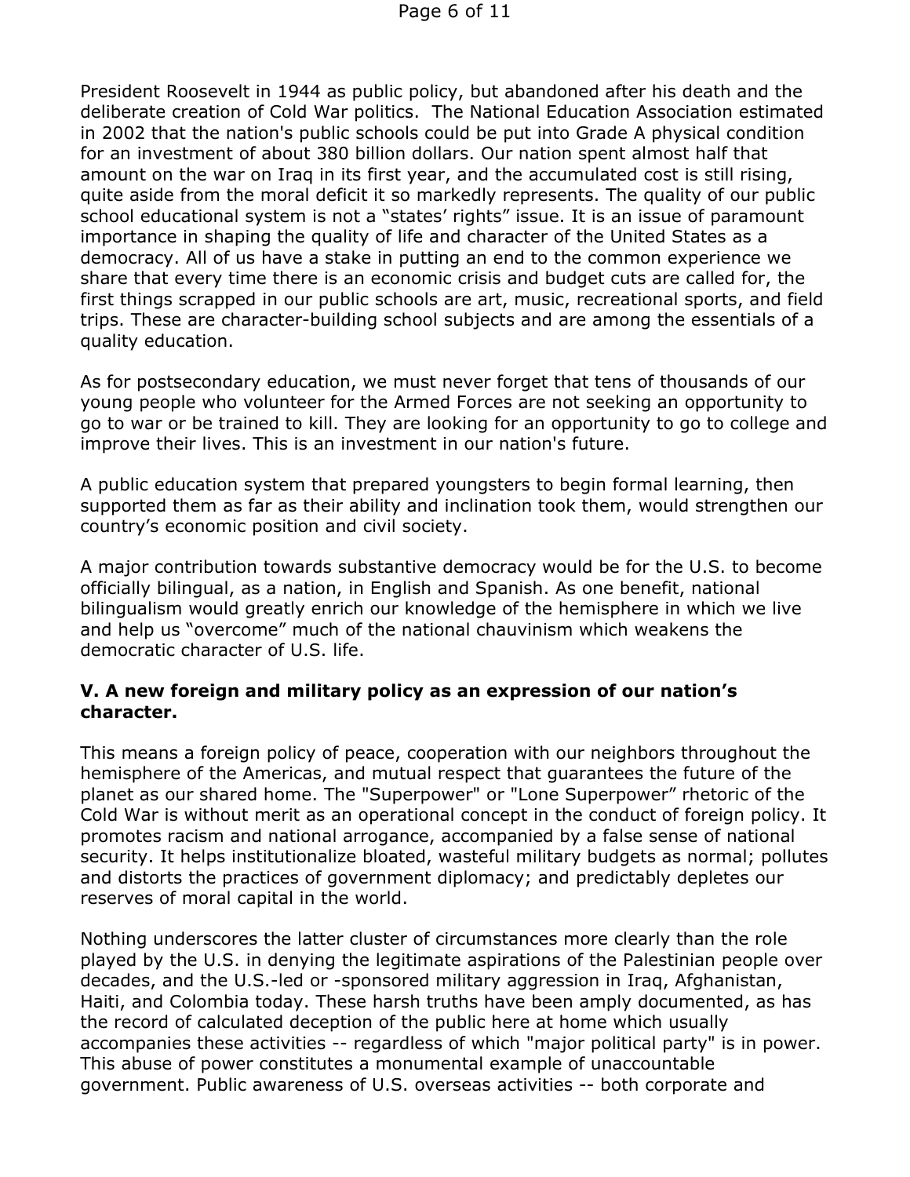President Roosevelt in 1944 as public policy, but abandoned after his death and the deliberate creation of Cold War politics. The National Education Association estimated in 2002 that the nation's public schools could be put into Grade A physical condition for an investment of about 380 billion dollars. Our nation spent almost half that amount on the war on Iraq in its first year, and the accumulated cost is still rising, quite aside from the moral deficit it so markedly represents. The quality of our public school educational system is not a "states' rights" issue. It is an issue of paramount importance in shaping the quality of life and character of the United States as a democracy. All of us have a stake in putting an end to the common experience we share that every time there is an economic crisis and budget cuts are called for, the first things scrapped in our public schools are art, music, recreational sports, and field trips. These are character-building school subjects and are among the essentials of a quality education.

As for postsecondary education, we must never forget that tens of thousands of our young people who volunteer for the Armed Forces are not seeking an opportunity to go to war or be trained to kill. They are looking for an opportunity to go to college and improve their lives. This is an investment in our nation's future.

A public education system that prepared youngsters to begin formal learning, then supported them as far as their ability and inclination took them, would strengthen our country's economic position and civil society.

A major contribution towards substantive democracy would be for the U.S. to become officially bilingual, as a nation, in English and Spanish. As one benefit, national bilingualism would greatly enrich our knowledge of the hemisphere in which we live and help us "overcome" much of the national chauvinism which weakens the democratic character of U.S. life.

### V. A new foreign and military policy as an expression of our nation's character.

This means a foreign policy of peace, cooperation with our neighbors throughout the hemisphere of the Americas, and mutual respect that guarantees the future of the planet as our shared home. The "Superpower" or "Lone Superpower" rhetoric of the Cold War is without merit as an operational concept in the conduct of foreign policy. It promotes racism and national arrogance, accompanied by a false sense of national security. It helps institutionalize bloated, wasteful military budgets as normal; pollutes and distorts the practices of government diplomacy; and predictably depletes our reserves of moral capital in the world.

Nothing underscores the latter cluster of circumstances more clearly than the role played by the U.S. in denying the legitimate aspirations of the Palestinian people over decades, and the U.S.-led or -sponsored military aggression in Iraq, Afghanistan, Haiti, and Colombia today. These harsh truths have been amply documented, as has the record of calculated deception of the public here at home which usually accompanies these activities -- regardless of which "major political party" is in power. This abuse of power constitutes a monumental example of unaccountable government. Public awareness of U.S. overseas activities -- both corporate and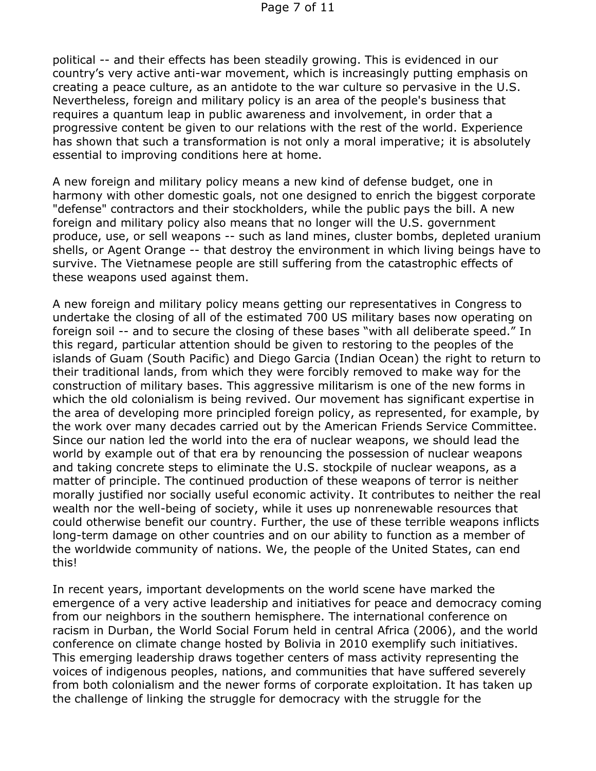political -- and their effects has been steadily growing. This is evidenced in our country's very active anti-war movement, which is increasingly putting emphasis on creating a peace culture, as an antidote to the war culture so pervasive in the U.S. Nevertheless, foreign and military policy is an area of the people's business that requires a quantum leap in public awareness and involvement, in order that a progressive content be given to our relations with the rest of the world. Experience has shown that such a transformation is not only a moral imperative; it is absolutely essential to improving conditions here at home.

A new foreign and military policy means a new kind of defense budget, one in harmony with other domestic goals, not one designed to enrich the biggest corporate "defense" contractors and their stockholders, while the public pays the bill. A new foreign and military policy also means that no longer will the U.S. government produce, use, or sell weapons -- such as land mines, cluster bombs, depleted uranium shells, or Agent Orange -- that destroy the environment in which living beings have to survive. The Vietnamese people are still suffering from the catastrophic effects of these weapons used against them.

A new foreign and military policy means getting our representatives in Congress to undertake the closing of all of the estimated 700 US military bases now operating on foreign soil -- and to secure the closing of these bases "with all deliberate speed." In this regard, particular attention should be given to restoring to the peoples of the islands of Guam (South Pacific) and Diego Garcia (Indian Ocean) the right to return to their traditional lands, from which they were forcibly removed to make way for the construction of military bases. This aggressive militarism is one of the new forms in which the old colonialism is being revived. Our movement has significant expertise in the area of developing more principled foreign policy, as represented, for example, by the work over many decades carried out by the American Friends Service Committee. Since our nation led the world into the era of nuclear weapons, we should lead the world by example out of that era by renouncing the possession of nuclear weapons and taking concrete steps to eliminate the U.S. stockpile of nuclear weapons, as a matter of principle. The continued production of these weapons of terror is neither morally justified nor socially useful economic activity. It contributes to neither the real wealth nor the well-being of society, while it uses up nonrenewable resources that could otherwise benefit our country. Further, the use of these terrible weapons inflicts long-term damage on other countries and on our ability to function as a member of the worldwide community of nations. We, the people of the United States, can end this!

In recent years, important developments on the world scene have marked the emergence of a very active leadership and initiatives for peace and democracy coming from our neighbors in the southern hemisphere. The international conference on racism in Durban, the World Social Forum held in central Africa (2006), and the world conference on climate change hosted by Bolivia in 2010 exemplify such initiatives. This emerging leadership draws together centers of mass activity representing the voices of indigenous peoples, nations, and communities that have suffered severely from both colonialism and the newer forms of corporate exploitation. It has taken up the challenge of linking the struggle for democracy with the struggle for the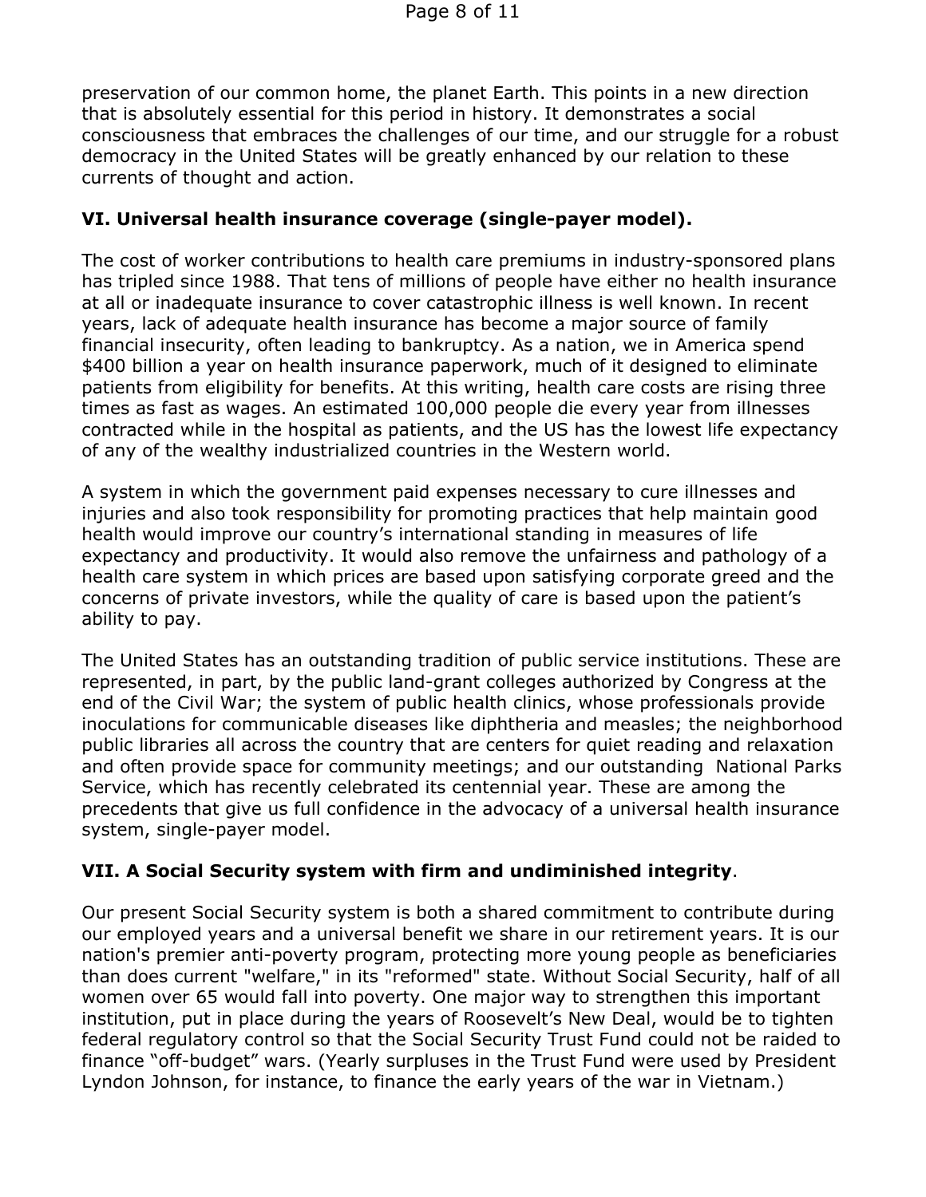preservation of our common home, the planet Earth. This points in a new direction that is absolutely essential for this period in history. It demonstrates a social consciousness that embraces the challenges of our time, and our struggle for a robust democracy in the United States will be greatly enhanced by our relation to these currents of thought and action.

## VI. Universal health insurance coverage (single-payer model).

The cost of worker contributions to health care premiums in industry-sponsored plans has tripled since 1988. That tens of millions of people have either no health insurance at all or inadequate insurance to cover catastrophic illness is well known. In recent years, lack of adequate health insurance has become a major source of family financial insecurity, often leading to bankruptcy. As a nation, we in America spend $400 billion a year on health insurance paperwork, much of it designed to eliminate patients from eligibility for benefits. At this writing, health care costs are rising three times as fast as wages. An estimated 100,000 people die every year from illnesses contracted while in the hospital as patients, and the US has the lowest life expectancy of any of the wealthy industrialized countries in the Western world.

A system in which the government paid expenses necessary to cure illnesses and injuries and also took responsibility for promoting practices that help maintain good health would improve our country's international standing in measures of life expectancy and productivity. It would also remove the unfairness and pathology of a health care system in which prices are based upon satisfying corporate greed and the concerns of private investors, while the quality of care is based upon the patient's ability to pay.

The United States has an outstanding tradition of public service institutions. These are represented, in part, by the public land-grant colleges authorized by Congress at the end of the Civil War; the system of public health clinics, whose professionals provide inoculations for communicable diseases like diphtheria and measles; the neighborhood public libraries all across the country that are centers for quiet reading and relaxation and often provide space for community meetings; and our outstanding National Parks Service, which has recently celebrated its centennial year. These are among the precedents that give us full confidence in the advocacy of a universal health insurance system, single-payer model.

## VII. A Social Security system with firm and undiminished integrity.

Our present Social Security system is both a shared commitment to contribute during our employed years and a universal benefit we share in our retirement years. It is our nation's premier anti-poverty program, protecting more young people as beneficiaries than does current "welfare," in its "reformed" state. Without Social Security, half of all women over 65 would fall into poverty. One major way to strengthen this important institution, put in place during the years of Roosevelt's New Deal, would be to tighten federal regulatory control so that the Social Security Trust Fund could not be raided to finance "off-budget" wars. (Yearly surpluses in the Trust Fund were used by President Lyndon Johnson, for instance, to finance the early years of the war in Vietnam.)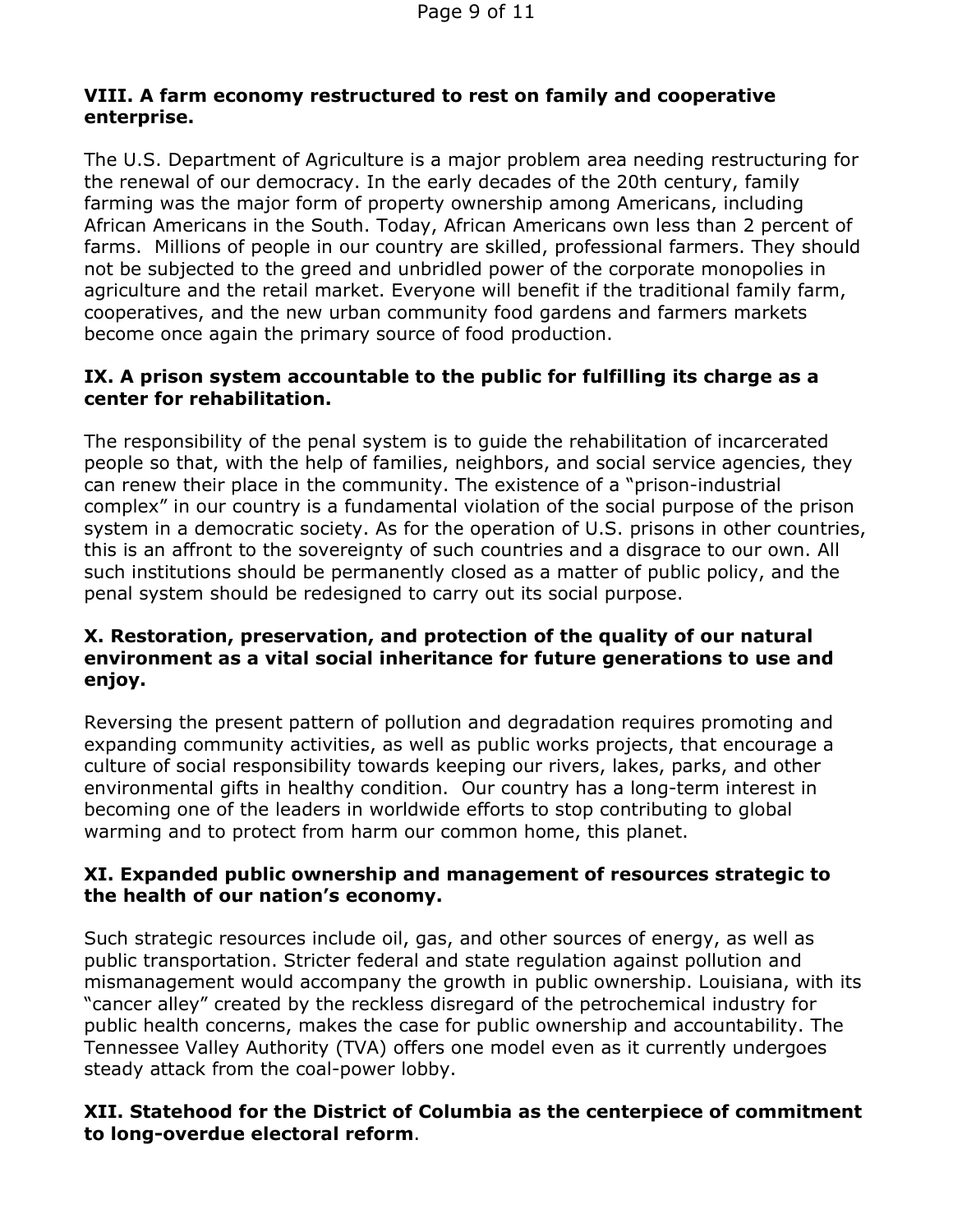**VIII. A farm economy restructured to rest on family and cooperative enterprise.**

The U.S. Department of Agriculture is a major problem area needing restructuring for the renewal of our democracy. In the early decades of the 20th century, family farming was the major form of property ownership among Americans, including African Americans in the South. Today, African Americans own less than 2 percent of farms. Millions of people in our country are skilled, professional farmers. They should not be subjected to the greed and unbridled power of the corporate monopolies in agriculture and the retail market. Everyone will benefit if the traditional family farm, cooperatives, and the new urban community food gardens and farmers markets become once again the primary source of food production.

**IX. A prison system accountable to the public for fulfilling its charge as a center for rehabilitation.**

The responsibility of the penal system is to guide the rehabilitation of incarcerated people so that, with the help of families, neighbors, and social service agencies, they can renew their place in the community. The existence of a "prison-industrial complex" in our country is a fundamental violation of the social purpose of the prison system in a democratic society. As for the operation of U.S. prisons in other countries, this is an affront to the sovereignty of such countries and a disgrace to our own. All such institutions should be permanently closed as a matter of public policy, and the penal system should be redesigned to carry out its social purpose.

**X. Restoration, preservation, and protection of the quality of our natural environment as a vital social inheritance for future generations to use and enjoy.**

Reversing the present pattern of pollution and degradation requires promoting and expanding community activities, as well as public works projects, that encourage a culture of social responsibility towards keeping our rivers, lakes, parks, and other environmental gifts in healthy condition. Our country has a long-term interest in becoming one of the leaders in worldwide efforts to stop contributing to global warming and to protect from harm our common home, this planet.

**XI. Expanded public ownership and management of resources strategic to the health of our nation's economy.**

Such strategic resources include oil, gas, and other sources of energy, as well as public transportation. Stricter federal and state regulation against pollution and mismanagement would accompany the growth in public ownership. Louisiana, with its "cancer alley" created by the reckless disregard of the petrochemical industry for public health concerns, makes the case for public ownership and accountability. The Tennessee Valley Authority (TVA) offers one model even as it currently undergoes steady attack from the coal-power lobby.

**XII. Statehood for the District of Columbia as the centerpiece of commitment to long-overdue electoral reform**.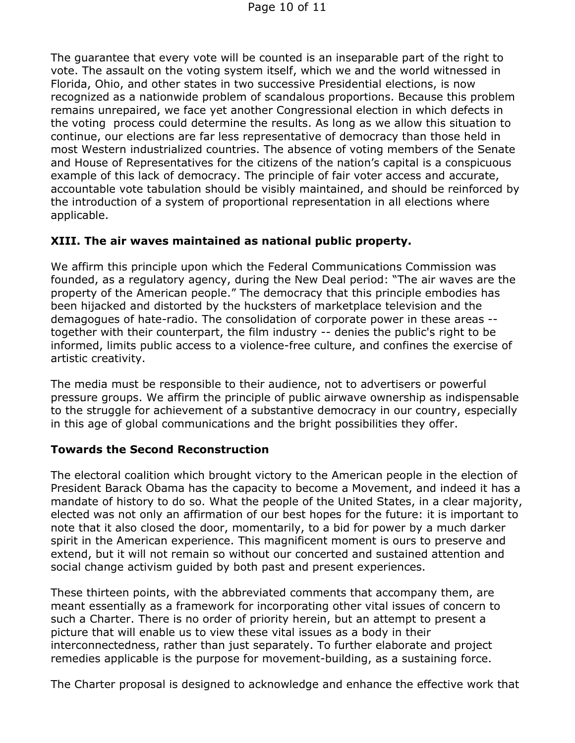The guarantee that every vote will be counted is an inseparable part of the right to vote. The assault on the voting system itself, which we and the world witnessed in Florida, Ohio, and other states in two successive Presidential elections, is now recognized as a nationwide problem of scandalous proportions. Because this problem remains unrepaired, we face yet another Congressional election in which defects in the voting process could determine the results. As long as we allow this situation to continue, our elections are far less representative of democracy than those held in most Western industrialized countries. The absence of voting members of the Senate and House of Representatives for the citizens of the nation's capital is a conspicuous example of this lack of democracy. The principle of fair voter access and accurate, accountable vote tabulation should be visibly maintained, and should be reinforced by the introduction of a system of proportional representation in all elections where applicable.

### XIII. The air waves maintained as national public property.

We affirm this principle upon which the Federal Communications Commission was founded, as a regulatory agency, during the New Deal period: "The air waves are the property of the American people." The democracy that this principle embodies has been hijacked and distorted by the hucksters of marketplace television and the demagogues of hate-radio. The consolidation of corporate power in these areas -- together with their counterpart, the film industry -- denies the public's right to be informed, limits public access to a violence-free culture, and confines the exercise of artistic creativity.

The media must be responsible to their audience, not to advertisers or powerful pressure groups. We affirm the principle of public airwave ownership as indispensable to the struggle for achievement of a substantive democracy in our country, especially in this age of global communications and the bright possibilities they offer.

### Towards the Second Reconstruction

The electoral coalition which brought victory to the American people in the election of President Barack Obama has the capacity to become a Movement, and indeed it has a mandate of history to do so. What the people of the United States, in a clear majority, elected was not only an affirmation of our best hopes for the future: it is important to note that it also closed the door, momentarily, to a bid for power by a much darker spirit in the American experience. This magnificent moment is ours to preserve and extend, but it will not remain so without our concerted and sustained attention and social change activism guided by both past and present experiences.

These thirteen points, with the abbreviated comments that accompany them, are meant essentially as a framework for incorporating other vital issues of concern to such a Charter. There is no order of priority herein, but an attempt to present a picture that will enable us to view these vital issues as a body in their interconnectedness, rather than just separately. To further elaborate and project remedies applicable is the purpose for movement-building, as a sustaining force.

The Charter proposal is designed to acknowledge and enhance the effective work that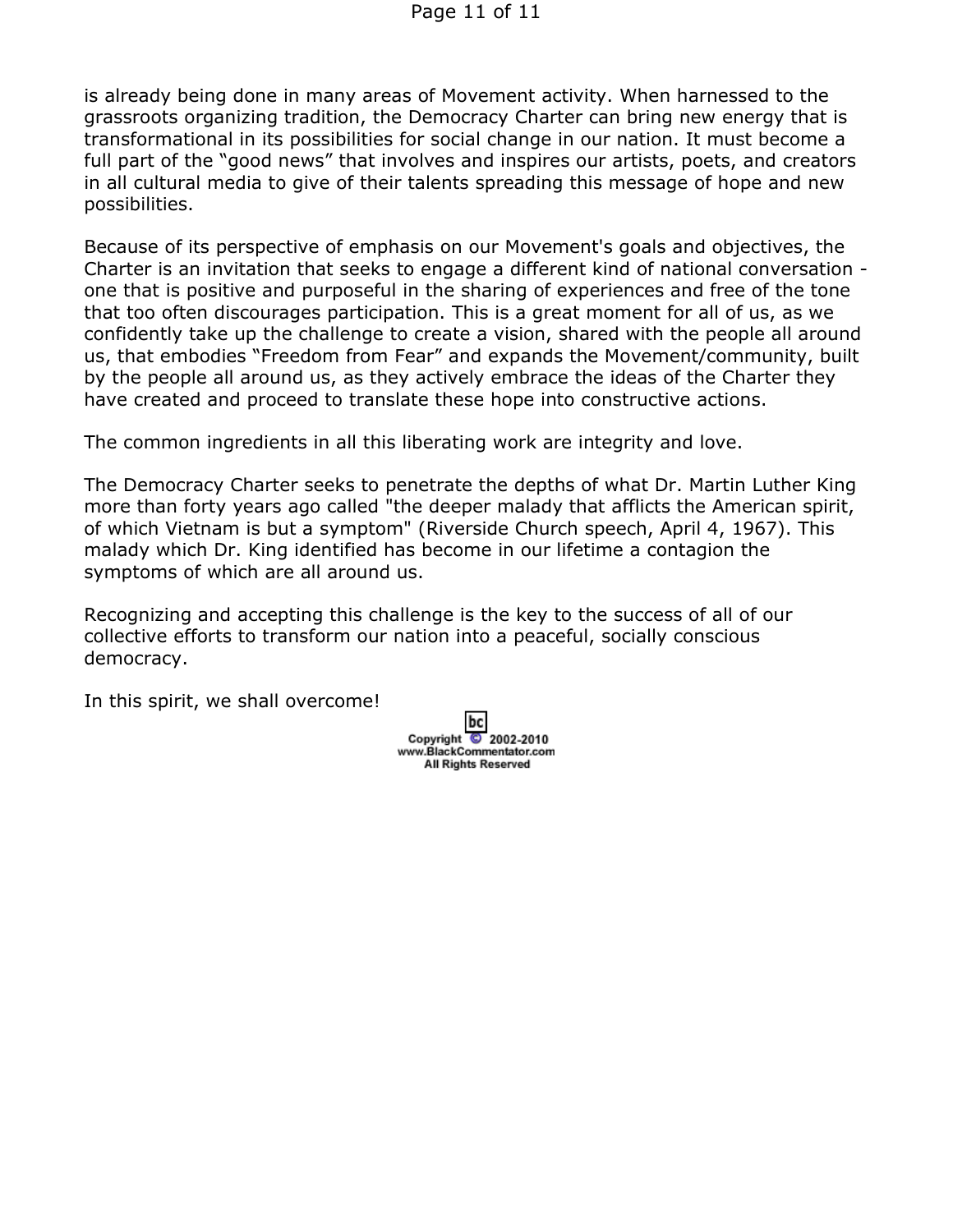is already being done in many areas of Movement activity. When harnessed to the grassroots organizing tradition, the Democracy Charter can bring new energy that is transformational in its possibilities for social change in our nation. It must become a full part of the "good news" that involves and inspires our artists, poets, and creators in all cultural media to give of their talents spreading this message of hope and new possibilities.

Because of its perspective of emphasis on our Movement's goals and objectives, the Charter is an invitation that seeks to engage a different kind of national conversation - one that is positive and purposeful in the sharing of experiences and free of the tone that too often discourages participation. This is a great moment for all of us, as we confidently take up the challenge to create a vision, shared with the people all around us, that embodies "Freedom from Fear" and expands the Movement/community, built by the people all around us, as they actively embrace the ideas of the Charter they have created and proceed to translate these hope into constructive actions.

The common ingredients in all this liberating work are integrity and love.

The Democracy Charter seeks to penetrate the depths of what Dr. Martin Luther King more than forty years ago called "the deeper malady that afflicts the American spirit, of which Vietnam is but a symptom" (Riverside Church speech, April 4, 1967). This malady which Dr. King identified has become in our lifetime a contagion the symptoms of which are all around us.

Recognizing and accepting this challenge is the key to the success of all of our collective efforts to transform our nation into a peaceful, socially conscious democracy.

In this spirit, we shall overcome!

bc
Copyright © 2002-2010
www.BlackCommentator.com
All Rights Reserved